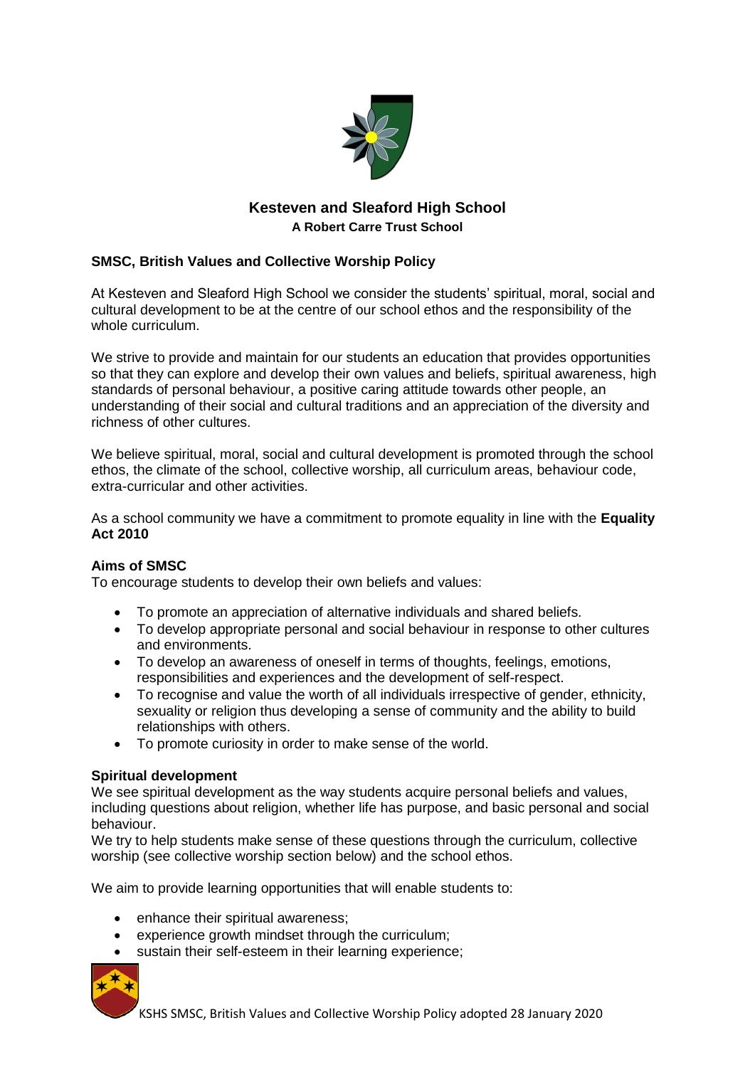# Kesteven and Sleaford High School

**A Robert Carre Trust School**

## SMSC, British Values and Collective Worship Policy

At Kesteven and Sleaford High School we consider the students' spiritual, moral, social and cultural development to be at the centre of our school ethos and the responsibility of the whole curriculum.

We strive to provide and maintain for our students an education that provides opportunities so that they can explore and develop their own values and beliefs, spiritual awareness, high standards of personal behaviour, a positive caring attitude towards other people, an understanding of their social and cultural traditions and an appreciation of the diversity and richness of other cultures.

We believe spiritual, moral, social and cultural development is promoted through the school ethos, the climate of the school, collective worship, all curriculum areas, behaviour code, extra-curricular and other activities.

As a school community we have a commitment to promote equality in line with the **Equality Act 2010**

### Aims of SMSC

To encourage students to develop their own beliefs and values:

- To promote an appreciation of alternative individuals and shared beliefs.
- To develop appropriate personal and social behaviour in response to other cultures and environments.
- To develop an awareness of oneself in terms of thoughts, feelings, emotions, responsibilities and experiences and the development of self-respect.
- To recognise and value the worth of all individuals irrespective of gender, ethnicity, sexuality or religion thus developing a sense of community and the ability to build relationships with others.
- To promote curiosity in order to make sense of the world.

### Spiritual development

We see spiritual development as the way students acquire personal beliefs and values, including questions about religion, whether life has purpose, and basic personal and social behaviour.

We try to help students make sense of these questions through the curriculum, collective worship (see collective worship section below) and the school ethos.

We aim to provide learning opportunities that will enable students to:

- enhance their spiritual awareness;
- experience growth mindset through the curriculum;
- sustain their self-esteem in their learning experience;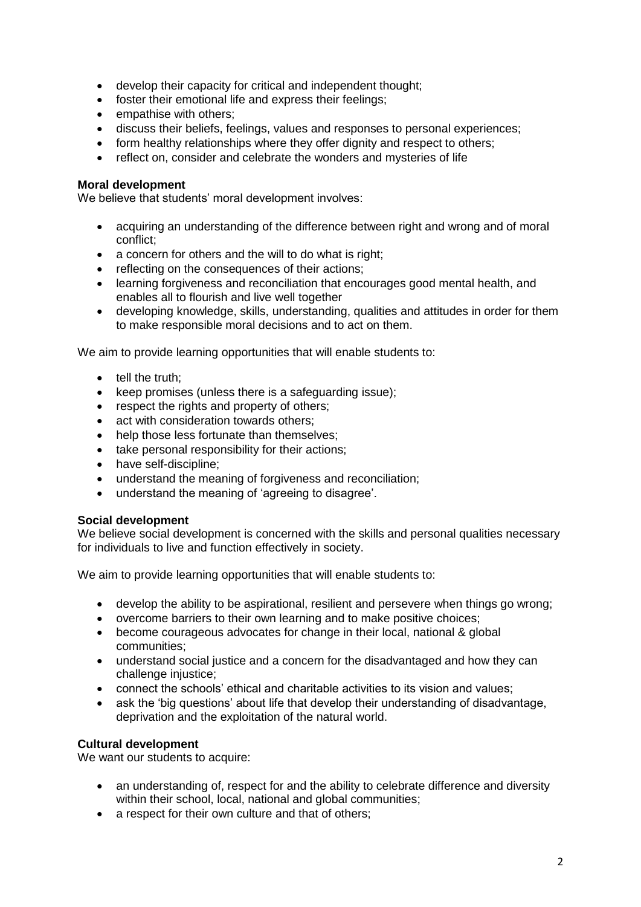- develop their capacity for critical and independent thought;
- foster their emotional life and express their feelings;
- empathise with others;
- discuss their beliefs, feelings, values and responses to personal experiences;
- form healthy relationships where they offer dignity and respect to others;
- reflect on, consider and celebrate the wonders and mysteries of life

**Moral development**

We believe that students' moral development involves:

- acquiring an understanding of the difference between right and wrong and of moral conflict;
- a concern for others and the will to do what is right;
- reflecting on the consequences of their actions;
- learning forgiveness and reconciliation that encourages good mental health, and enables all to flourish and live well together
- developing knowledge, skills, understanding, qualities and attitudes in order for them to make responsible moral decisions and to act on them.

We aim to provide learning opportunities that will enable students to:

- tell the truth;
- keep promises (unless there is a safeguarding issue);
- respect the rights and property of others;
- act with consideration towards others;
- help those less fortunate than themselves;
- take personal responsibility for their actions;
- have self-discipline;
- understand the meaning of forgiveness and reconciliation;
- understand the meaning of 'agreeing to disagree'.

**Social development**

We believe social development is concerned with the skills and personal qualities necessary for individuals to live and function effectively in society.

We aim to provide learning opportunities that will enable students to:

- develop the ability to be aspirational, resilient and persevere when things go wrong;
- overcome barriers to their own learning and to make positive choices;
- become courageous advocates for change in their local, national & global communities;
- understand social justice and a concern for the disadvantaged and how they can challenge injustice;
- connect the schools' ethical and charitable activities to its vision and values;
- ask the 'big questions' about life that develop their understanding of disadvantage, deprivation and the exploitation of the natural world.

**Cultural development**

We want our students to acquire:

- an understanding of, respect for and the ability to celebrate difference and diversity within their school, local, national and global communities;
- a respect for their own culture and that of others;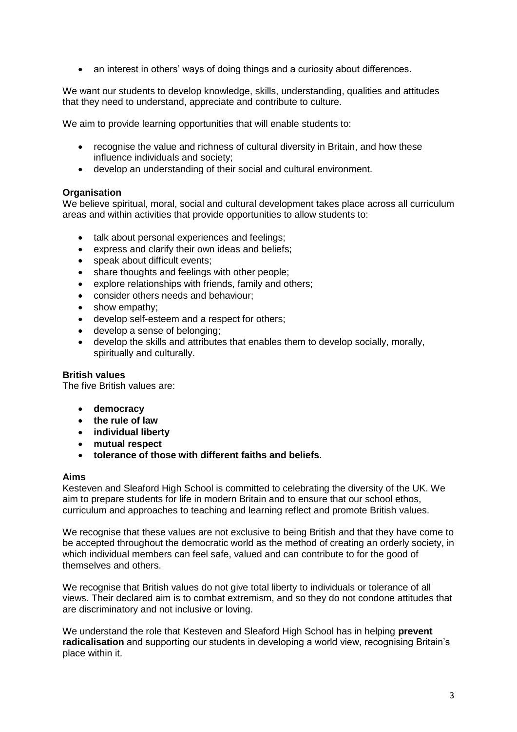- an interest in others' ways of doing things and a curiosity about differences.

We want our students to develop knowledge, skills, understanding, qualities and attitudes that they need to understand, appreciate and contribute to culture.

We aim to provide learning opportunities that will enable students to:

- recognise the value and richness of cultural diversity in Britain, and how these influence individuals and society;
- develop an understanding of their social and cultural environment.

**Organisation**

We believe spiritual, moral, social and cultural development takes place across all curriculum areas and within activities that provide opportunities to allow students to:

- talk about personal experiences and feelings;
- express and clarify their own ideas and beliefs;
- speak about difficult events;
- share thoughts and feelings with other people;
- explore relationships with friends, family and others;
- consider others needs and behaviour;
- show empathy;
- develop self-esteem and a respect for others;
- develop a sense of belonging;
- develop the skills and attributes that enables them to develop socially, morally, spiritually and culturally.

**British values**

The five British values are:

- **democracy**
- **the rule of law**
- **individual liberty**
- **mutual respect**
- **tolerance of those with different faiths and beliefs**.

**Aims**

Kesteven and Sleaford High School is committed to celebrating the diversity of the UK. We aim to prepare students for life in modern Britain and to ensure that our school ethos, curriculum and approaches to teaching and learning reflect and promote British values.

We recognise that these values are not exclusive to being British and that they have come to be accepted throughout the democratic world as the method of creating an orderly society, in which individual members can feel safe, valued and can contribute to for the good of themselves and others.

We recognise that British values do not give total liberty to individuals or tolerance of all views. Their declared aim is to combat extremism, and so they do not condone attitudes that are discriminatory and not inclusive or loving.

We understand the role that Kesteven and Sleaford High School has in helping **prevent radicalisation** and supporting our students in developing a world view, recognising Britain's place within it.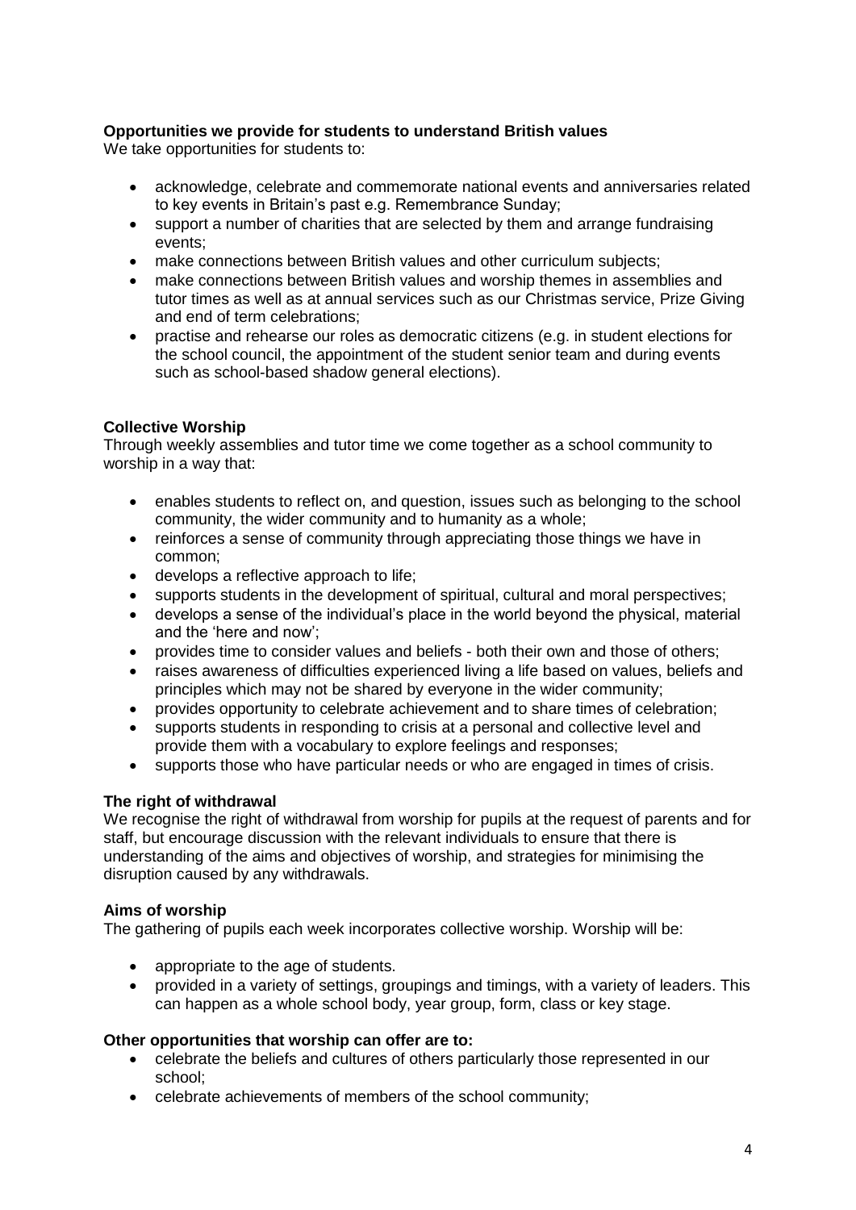**Opportunities we provide for students to understand British values**

We take opportunities for students to:

- acknowledge, celebrate and commemorate national events and anniversaries related to key events in Britain's past e.g. Remembrance Sunday;
- support a number of charities that are selected by them and arrange fundraising events;
- make connections between British values and other curriculum subjects;
- make connections between British values and worship themes in assemblies and tutor times as well as at annual services such as our Christmas service, Prize Giving and end of term celebrations;
- practise and rehearse our roles as democratic citizens (e.g. in student elections for the school council, the appointment of the student senior team and during events such as school-based shadow general elections).

**Collective Worship**

Through weekly assemblies and tutor time we come together as a school community to worship in a way that:

- enables students to reflect on, and question, issues such as belonging to the school community, the wider community and to humanity as a whole;
- reinforces a sense of community through appreciating those things we have in common;
- develops a reflective approach to life;
- supports students in the development of spiritual, cultural and moral perspectives;
- develops a sense of the individual's place in the world beyond the physical, material and the 'here and now';
- provides time to consider values and beliefs - both their own and those of others;
- raises awareness of difficulties experienced living a life based on values, beliefs and principles which may not be shared by everyone in the wider community;
- provides opportunity to celebrate achievement and to share times of celebration;
- supports students in responding to crisis at a personal and collective level and provide them with a vocabulary to explore feelings and responses;
- supports those who have particular needs or who are engaged in times of crisis.

**The right of withdrawal**

We recognise the right of withdrawal from worship for pupils at the request of parents and for staff, but encourage discussion with the relevant individuals to ensure that there is understanding of the aims and objectives of worship, and strategies for minimising the disruption caused by any withdrawals.

**Aims of worship**

The gathering of pupils each week incorporates collective worship. Worship will be:

- appropriate to the age of students.
- provided in a variety of settings, groupings and timings, with a variety of leaders. This can happen as a whole school body, year group, form, class or key stage.

**Other opportunities that worship can offer are to:**

- celebrate the beliefs and cultures of others particularly those represented in our school;
- celebrate achievements of members of the school community;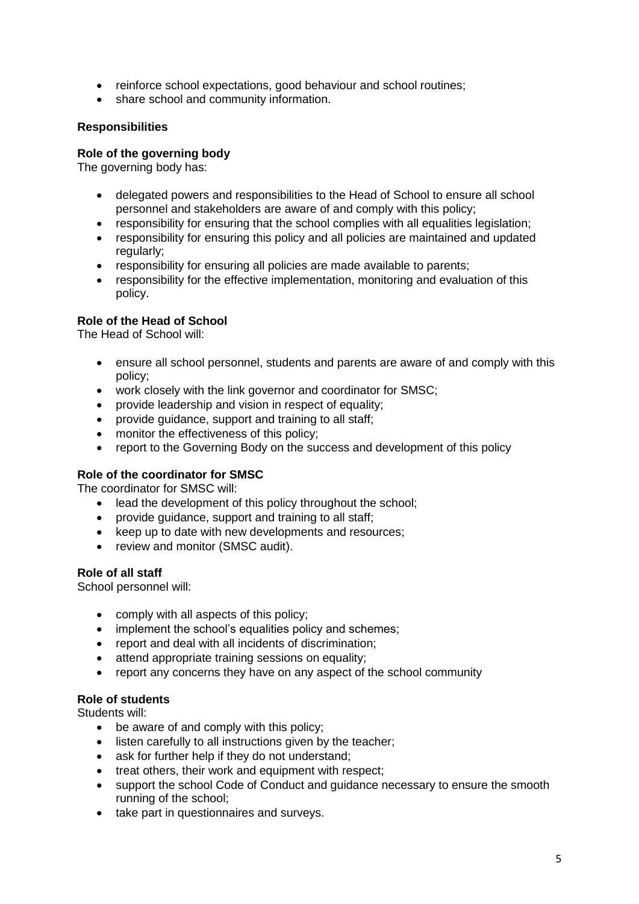- reinforce school expectations, good behaviour and school routines;
- share school and community information.

**Responsibilities**

**Role of the governing body**

The governing body has:

- delegated powers and responsibilities to the Head of School to ensure all school personnel and stakeholders are aware of and comply with this policy;
- responsibility for ensuring that the school complies with all equalities legislation;
- responsibility for ensuring this policy and all policies are maintained and updated regularly;
- responsibility for ensuring all policies are made available to parents;
- responsibility for the effective implementation, monitoring and evaluation of this policy.

**Role of the Head of School**

The Head of School will:

- ensure all school personnel, students and parents are aware of and comply with this policy;
- work closely with the link governor and coordinator for SMSC;
- provide leadership and vision in respect of equality;
- provide guidance, support and training to all staff;
- monitor the effectiveness of this policy;
- report to the Governing Body on the success and development of this policy

**Role of the coordinator for SMSC**

The coordinator for SMSC will:

- lead the development of this policy throughout the school;
- provide guidance, support and training to all staff;
- keep up to date with new developments and resources;
- review and monitor (SMSC audit).

**Role of all staff**

School personnel will:

- comply with all aspects of this policy;
- implement the school's equalities policy and schemes;
- report and deal with all incidents of discrimination;
- attend appropriate training sessions on equality;
- report any concerns they have on any aspect of the school community

**Role of students**

Students will:

- be aware of and comply with this policy;
- listen carefully to all instructions given by the teacher;
- ask for further help if they do not understand;
- treat others, their work and equipment with respect;
- support the school Code of Conduct and guidance necessary to ensure the smooth running of the school;
- take part in questionnaires and surveys.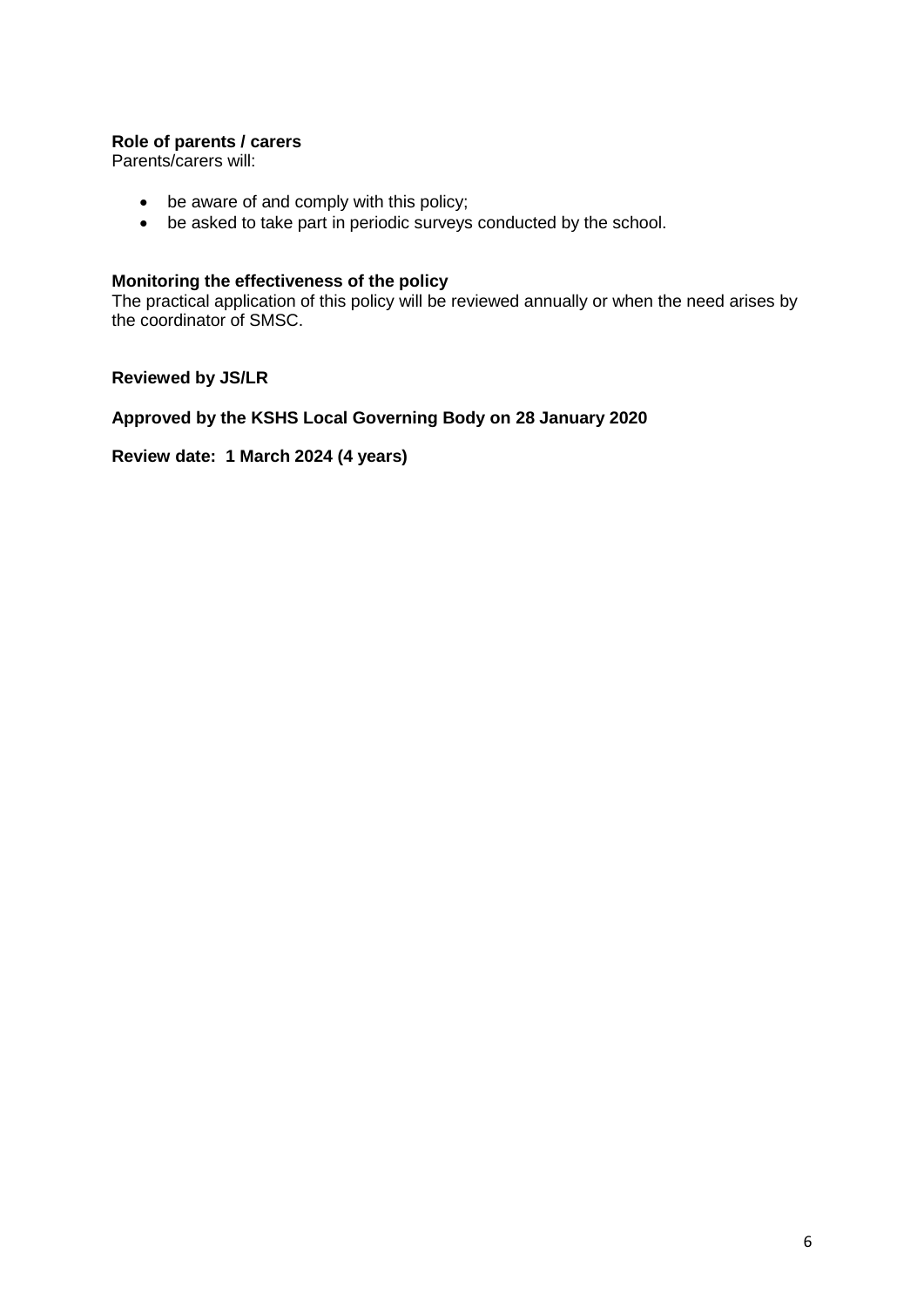**Role of parents / carers**

Parents/carers will:

- be aware of and comply with this policy;
- be asked to take part in periodic surveys conducted by the school.

**Monitoring the effectiveness of the policy**

The practical application of this policy will be reviewed annually or when the need arises by the coordinator of SMSC.

**Reviewed by JS/LR**

**Approved by the KSHS Local Governing Body on 28 January 2020**

**Review date: 1 March 2024 (4 years)**